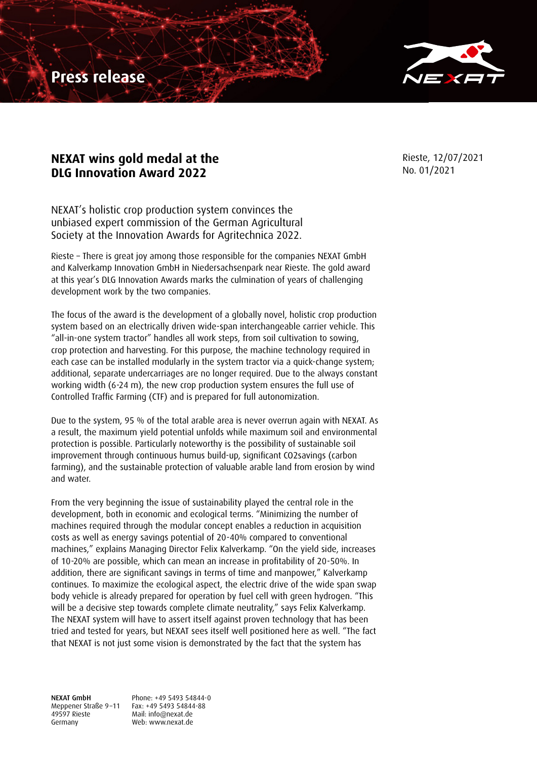# Press release

## NEXAT wins gold medal at the DLG Innovation Award 2022

Rieste, 12/07/2021
No. 01/2021

NEXAT's holistic crop production system convinces the unbiased expert commission of the German Agricultural Society at the Innovation Awards for Agritechnica 2022.

Rieste – There is great joy among those responsible for the companies NEXAT GmbH and Kalverkamp Innovation GmbH in Niedersachsenpark near Rieste. The gold award at this year's DLG Innovation Awards marks the culmination of years of challenging development work by the two companies.

The focus of the award is the development of a globally novel, holistic crop production system based on an electrically driven wide-span interchangeable carrier vehicle. This "all-in-one system tractor" handles all work steps, from soil cultivation to sowing, crop protection and harvesting. For this purpose, the machine technology required in each case can be installed modularly in the system tractor via a quick-change system; additional, separate undercarriages are no longer required. Due to the always constant working width (6-24 m), the new crop production system ensures the full use of Controlled Traffic Farming (CTF) and is prepared for full autonomization.

Due to the system, 95 % of the total arable area is never overrun again with NEXAT. As a result, the maximum yield potential unfolds while maximum soil and environmental protection is possible. Particularly noteworthy is the possibility of sustainable soil improvement through continuous humus build-up, significant $CO_2$savings (carbon farming), and the sustainable protection of valuable arable land from erosion by wind and water.

From the very beginning the issue of sustainability played the central role in the development, both in economic and ecological terms. "Minimizing the number of machines required through the modular concept enables a reduction in acquisition costs as well as energy savings potential of 20-40% compared to conventional machines," explains Managing Director Felix Kalverkamp. "On the yield side, increases of 10-20% are possible, which can mean an increase in profitability of 20-50%. In addition, there are significant savings in terms of time and manpower," Kalverkamp continues. To maximize the ecological aspect, the electric drive of the wide span swap body vehicle is already prepared for operation by fuel cell with green hydrogen. "This will be a decisive step towards complete climate neutrality," says Felix Kalverkamp. The NEXAT system will have to assert itself against proven technology that has been tried and tested for years, but NEXAT sees itself well positioned here as well. "The fact that NEXAT is not just some vision is demonstrated by the fact that the system has

**NEXAT GmbH**
Meppener Straße 9–11
49597 Rieste
Germany

Phone: +49 5493 54844-0
Fax: +49 5493 54844-88
Mail: info@nexat.de
Web: www.nexat.de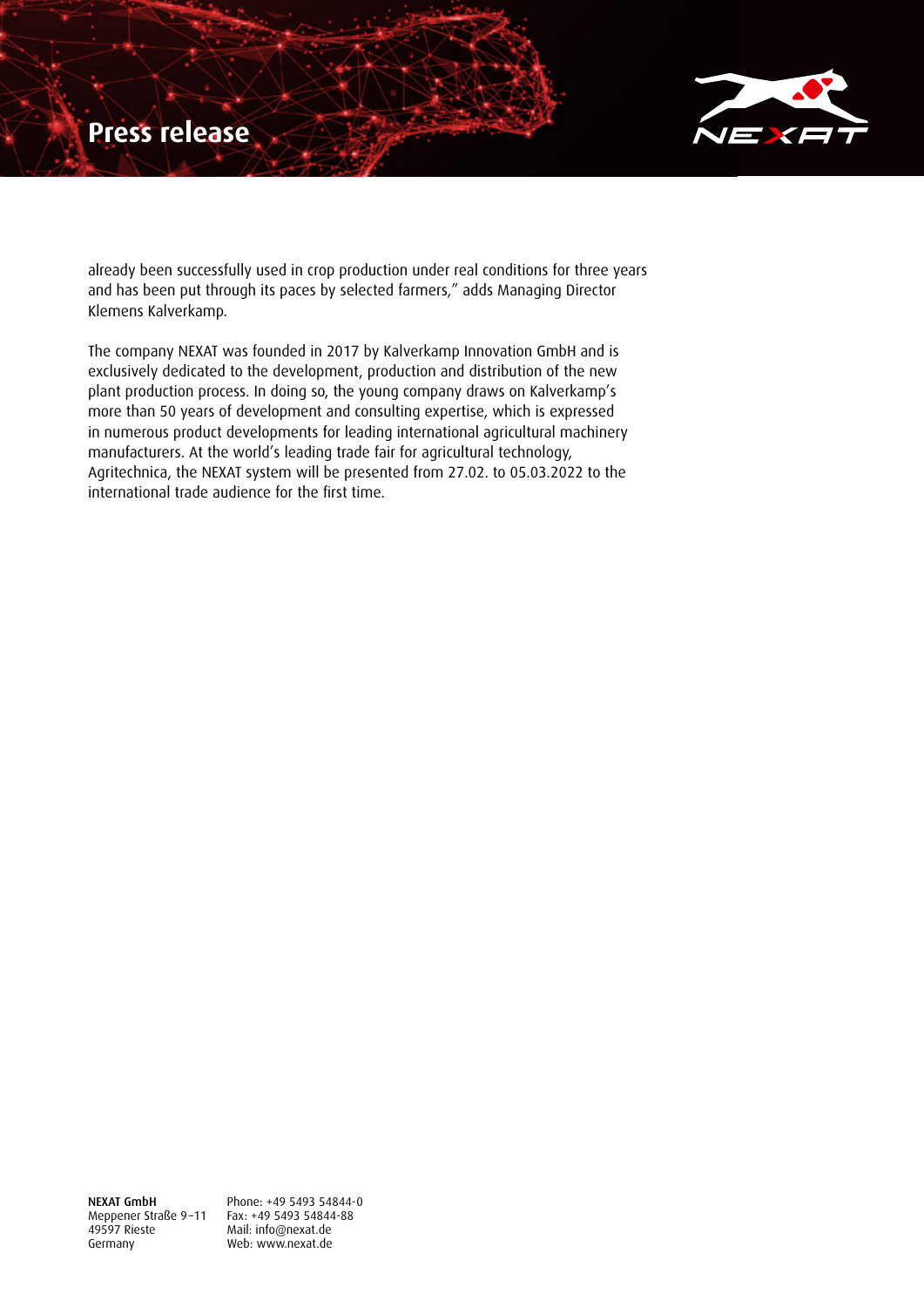already been successfully used in crop production under real conditions for three years and has been put through its paces by selected farmers," adds Managing Director Klemens Kalverkamp.

The company NEXAT was founded in 2017 by Kalverkamp Innovation GmbH and is exclusively dedicated to the development, production and distribution of the new plant production process. In doing so, the young company draws on Kalverkamp's more than 50 years of development and consulting expertise, which is expressed in numerous product developments for leading international agricultural machinery manufacturers. At the world's leading trade fair for agricultural technology, Agritechnica, the NEXAT system will be presented from 27.02. to 05.03.2022 to the international trade audience for the first time.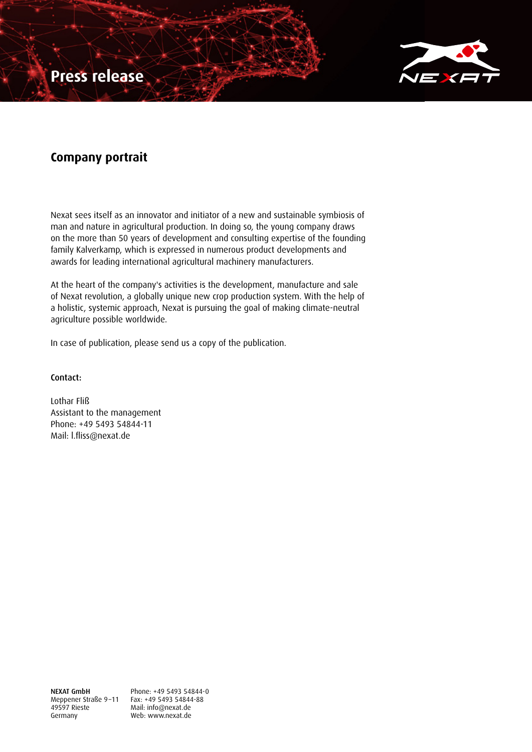Press release

## Company portrait

Nexat sees itself as an innovator and initiator of a new and sustainable symbiosis of man and nature in agricultural production. In doing so, the young company draws on the more than 50 years of development and consulting expertise of the founding family Kalverkamp, which is expressed in numerous product developments and awards for leading international agricultural machinery manufacturers.

At the heart of the company's activities is the development, manufacture and sale of Nexat revolution, a globally unique new crop production system. With the help of a holistic, systemic approach, Nexat is pursuing the goal of making climate-neutral agriculture possible worldwide.

In case of publication, please send us a copy of the publication.

**Contact:**

Lothar Fliß
Assistant to the management
Phone: +49 5493 54844-11
Mail: l.fliss@nexat.de

**NEXAT GmbH**
Meppener Straße 9–11
49597 Rieste
Germany

Phone: +49 5493 54844-0
Fax: +49 5493 54844-88
Mail: info@nexat.de
Web: www.nexat.de